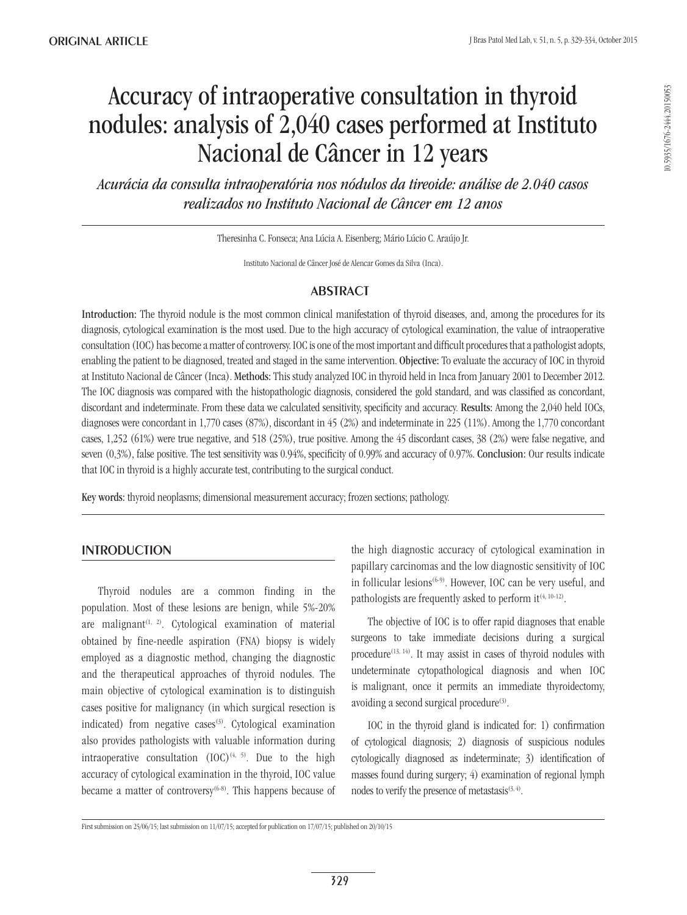**ORIGINAL ARTICLE**

# Accuracy of intraoperative consultation in thyroid nodules: analysis of 2,040 cases performed at Instituto Nacional de Câncer in 12 years

*Acurácia da consulta intraoperatória nos nódulos da tireoide: análise de 2.040 casos realizados no Instituto Nacional de Câncer em 12 anos*

Theresinha C. Fonseca; Ana Lúcia A. Eisenberg; Mário Lúcio C. Araújo Jr.

Instituto Nacional de Câncer José de Alencar Gomes da Silva (Inca).

10.5935/1676-2444.20150053

## ABSTRACT

**Introduction:** The thyroid nodule is the most common clinical manifestation of thyroid diseases, and, among the procedures for its diagnosis, cytological examination is the most used. Due to the high accuracy of cytological examination, the value of intraoperative consultation (IOC) has become a matter of controversy. IOC is one of the most important and difficult procedures that a pathologist adopts, enabling the patient to be diagnosed, treated and staged in the same intervention. **Objective:** To evaluate the accuracy of IOC in thyroid at Instituto Nacional de Câncer (Inca). **Methods:** This study analyzed IOC in thyroid held in Inca from January 2001 to December 2012. The IOC diagnosis was compared with the histopathologic diagnosis, considered the gold standard, and was classified as concordant, discordant and indeterminate. From these data we calculated sensitivity, specificity and accuracy. **Results:** Among the 2,040 held IOCs, diagnoses were concordant in 1,770 cases (87%), discordant in 45 (2%) and indeterminate in 225 (11%). Among the 1,770 concordant cases, 1,252 (61%) were true negative, and 518 (25%), true positive. Among the 45 discordant cases, 38 (2%) were false negative, and seven (0,3%), false positive. The test sensitivity was 0.94%, specificity of 0.99% and accuracy of 0.97%. **Conclusion:** Our results indicate that IOC in thyroid is a highly accurate test, contributing to the surgical conduct.

**Key words:** thyroid neoplasms; dimensional measurement accuracy; frozen sections; pathology.

## INTRODUCTION

Thyroid nodules are a common finding in the population. Most of these lesions are benign, while 5%-20% are malignant[1, 2]. Cytological examination of material obtained by fine-needle aspiration (FNA) biopsy is widely employed as a diagnostic method, changing the diagnostic and the therapeutical approaches of thyroid nodules. The main objective of cytological examination is to distinguish cases positive for malignancy (in which surgical resection is indicated) from negative cases[3]. Cytological examination also provides pathologists with valuable information during intraoperative consultation (IOC)[4, 5]. Due to the high accuracy of cytological examination in the thyroid, IOC value became a matter of controversy[6-8]. This happens because of the high diagnostic accuracy of cytological examination in papillary carcinomas and the low diagnostic sensitivity of IOC in follicular lesions[6-9]. However, IOC can be very useful, and pathologists are frequently asked to perform it[4, 10-12].

The objective of IOC is to offer rapid diagnoses that enable surgeons to take immediate decisions during a surgical procedure[13, 14]. It may assist in cases of thyroid nodules with undeterminate cytopathological diagnosis and when IOC is malignant, once it permits an immediate thyroidectomy, avoiding a second surgical procedure[3].

IOC in the thyroid gland is indicated for: 1) confirmation of cytological diagnosis; 2) diagnosis of suspicious nodules cytologically diagnosed as indeterminate; 3) identification of masses found during surgery; 4) examination of regional lymph nodes to verify the presence of metastasis[3, 4].

First submission on 25/06/15; last submission on 11/07/15; accepted for publication on 17/07/15; published on 20/10/15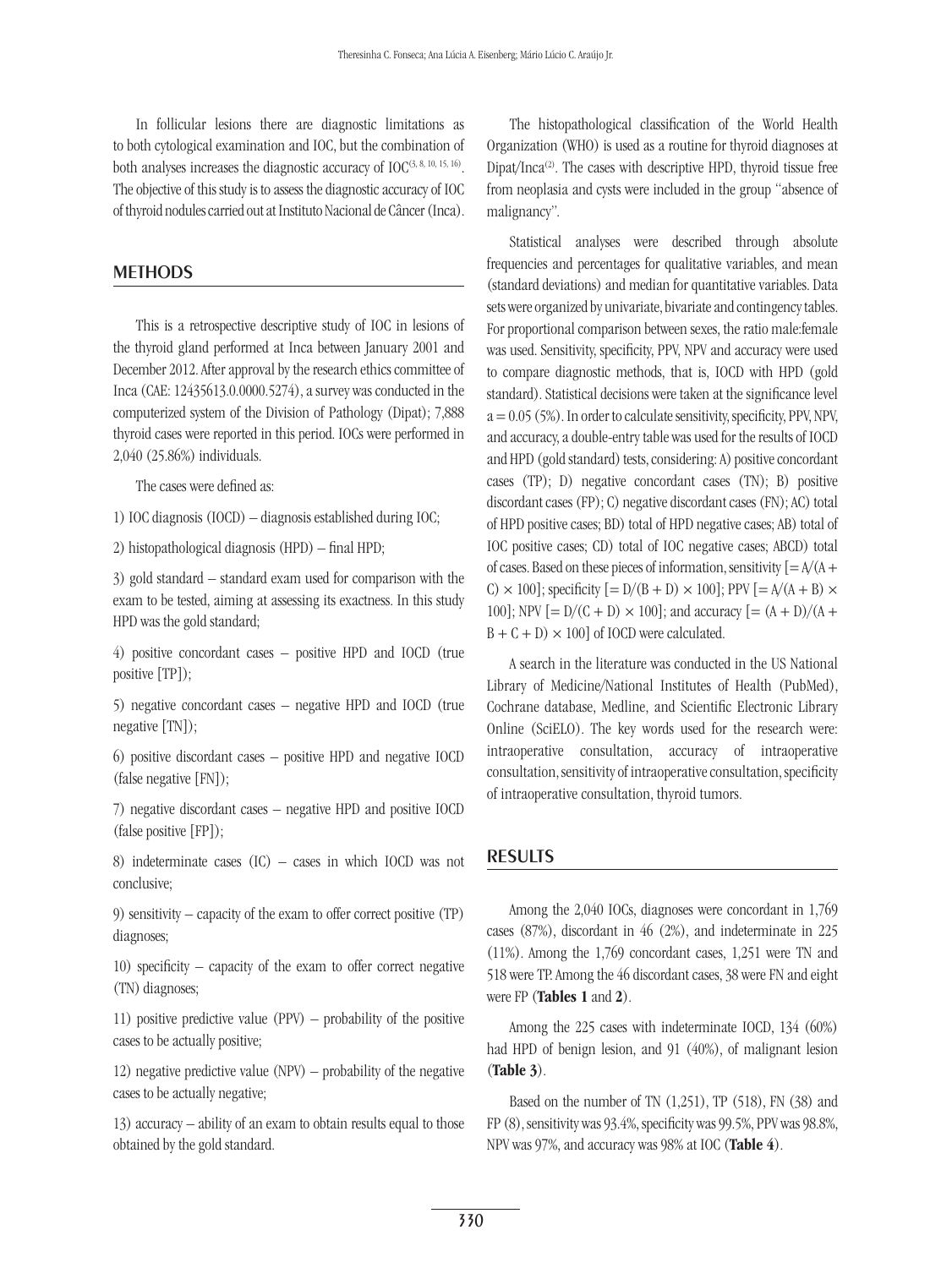In follicular lesions there are diagnostic limitations as to both cytological examination and IOC, but the combination of both analyses increases the diagnostic accuracy of IOC[3, 8, 10, 15, 16]. The objective of this study is to assess the diagnostic accuracy of IOC of thyroid nodules carried out at Instituto Nacional de Câncer (Inca).

## METHODS

This is a retrospective descriptive study of IOC in lesions of the thyroid gland performed at Inca between January 2001 and December 2012. After approval by the research ethics committee of Inca (CAE: 12435613.0.0000.5274), a survey was conducted in the computerized system of the Division of Pathology (Dipat); 7,888 thyroid cases were reported in this period. IOCs were performed in 2,040 (25.86%) individuals.

The cases were defined as:

1) IOC diagnosis (IOCD) – diagnosis established during IOC;

2) histopathological diagnosis (HPD) – final HPD;

3) gold standard – standard exam used for comparison with the exam to be tested, aiming at assessing its exactness. In this study HPD was the gold standard;

4) positive concordant cases – positive HPD and IOCD (true positive [TP]);

5) negative concordant cases – negative HPD and IOCD (true negative [TN]);

6) positive discordant cases – positive HPD and negative IOCD (false negative [FN]);

7) negative discordant cases – negative HPD and positive IOCD (false positive [FP]);

8) indeterminate cases (IC) – cases in which IOCD was not conclusive;

9) sensitivity – capacity of the exam to offer correct positive (TP) diagnoses;

10) specificity – capacity of the exam to offer correct negative (TN) diagnoses;

11) positive predictive value (PPV) – probability of the positive cases to be actually positive;

12) negative predictive value (NPV) – probability of the negative cases to be actually negative;

13) accuracy – ability of an exam to obtain results equal to those obtained by the gold standard.

The histopathological classification of the World Health Organization (WHO) is used as a routine for thyroid diagnoses at Dipat/Inca[2]. The cases with descriptive HPD, thyroid tissue free from neoplasia and cysts were included in the group "absence of malignancy".

Statistical analyses were described through absolute frequencies and percentages for qualitative variables, and mean (standard deviations) and median for quantitative variables. Data sets were organized by univariate, bivariate and contingency tables. For proportional comparison between sexes, the ratio male:female was used. Sensitivity, specificity, PPV, NPV and accuracy were used to compare diagnostic methods, that is, IOCD with HPD (gold standard). Statistical decisions were taken at the significance level $a = 0.05$ (5%). In order to calculate sensitivity, specificity, PPV, NPV, and accuracy, a double-entry table was used for the results of IOCD and HPD (gold standard) tests, considering: A) positive concordant cases (TP); D) negative concordant cases (TN); B) positive discordant cases (FP); C) negative discordant cases (FN); AC) total of HPD positive cases; BD) total of HPD negative cases; AB) total of IOC positive cases; CD) total of IOC negative cases; ABCD) total of cases. Based on these pieces of information, sensitivity [$= A/(A + C) \times 100$]; specificity [$= D/(B + D) \times 100$]; PPV [$= A/(A + B) \times 100$]; NPV [$= D/(C + D) \times 100$]; and accuracy [$= (A + D)/(A + B + C + D) \times 100$] of IOCD were calculated.

A search in the literature was conducted in the US National Library of Medicine/National Institutes of Health (PubMed), Cochrane database, Medline, and Scientific Electronic Library Online (SciELO). The key words used for the research were: intraoperative consultation, accuracy of intraoperative consultation, sensitivity of intraoperative consultation, specificity of intraoperative consultation, thyroid tumors.

## RESULTS

Among the 2,040 IOCs, diagnoses were concordant in 1,769 cases (87%), discordant in 46 (2%), and indeterminate in 225 (11%). Among the 1,769 concordant cases, 1,251 were TN and 518 were TP. Among the 46 discordant cases, 38 were FN and eight were FP (**Tables 1** and **2**).

Among the 225 cases with indeterminate IOCD, 134 (60%) had HPD of benign lesion, and 91 (40%), of malignant lesion (**Table 3**).

Based on the number of TN (1,251), TP (518), FN (38) and FP (8), sensitivity was 93.4%, specificity was 99.5%, PPV was 98.8%, NPV was 97%, and accuracy was 98% at IOC (**Table 4**).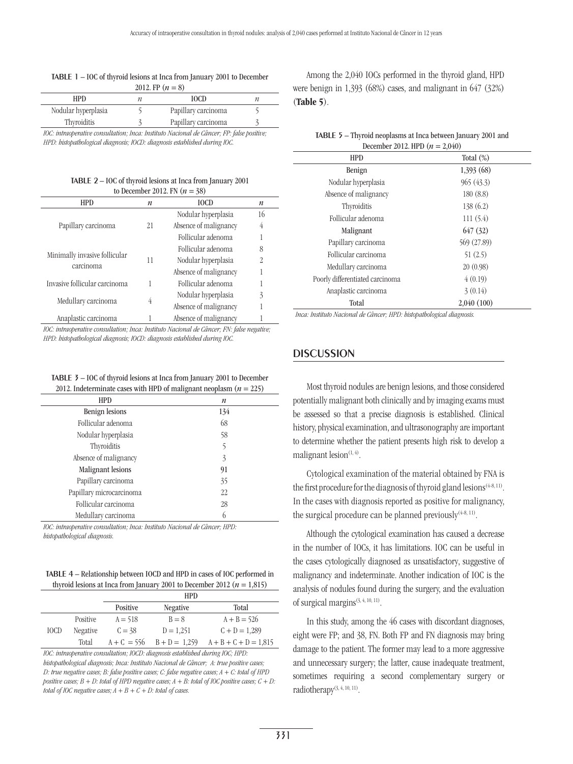**TABLE 1** – IOC of thyroid lesions at Inca from January 2001 to December 2012. FP ($n = 8$)

| HPD | $n$ | IOCD | $n$ |
|---|---|---|---|
| Nodular hyperplasia | 5 | Papillary carcinoma | 5 |
| Thyroiditis | 3 | Papillary carcinoma | 3 |

*IOC: intraoperative consultation; Inca: Instituto Nacional de Câncer; FP: false positive; HPD: histopathological diagnosis; IOCD: diagnosis established during IOC.*

**TABLE 2** – IOC of thyroid lesions at Inca from January 2001 to December 2012. FN ($n = 38$)

| HPD | $n$ | IOCD | $n$ |
|---|---|---|---|
| Papillary carcinoma | 21 | Nodular hyperplasia | 16 |
| | | Absence of malignancy | 4 |
| | | Follicular adenoma | 1 |
| Minimally invasive follicular carcinoma | 11 | Follicular adenoma | 8 |
| | | Nodular hyperplasia | 2 |
| | | Absence of malignancy | 1 |
| Invasive follicular carcinoma | 1 | Follicular adenoma | 1 |
| Medullary carcinoma | 4 | Nodular hyperplasia | 3 |
| | | Absence of malignancy | 1 |
| Anaplastic carcinoma | 1 | Absence of malignancy | 1 |

*IOC: intraoperative consultation; Inca: Instituto Nacional de Câncer; FN: false negative; HPD: histopathological diagnosis; IOCD: diagnosis established during IOC.*

**TABLE 3** – IOC of thyroid lesions at Inca from January 2001 to December 2012. Indeterminate cases with HPD of malignant neoplasm ($n = 225$)

| HPD | $n$ |
|---|---|
| Benign lesions | 134 |
| Follicular adenoma | 68 |
| Nodular hyperplasia | 58 |
| Thyroiditis | 5 |
| Absence of malignancy | 3 |
| Malignant lesions | 91 |
| Papillary carcinoma | 35 |
| Papillary microcarcinoma | 22 |
| Follicular carcinoma | 28 |
| Medullary carcinoma | 6 |

*IOC: intraoperative consultation; Inca: Instituto Nacional de Câncer; HPD: histopathological diagnosis.*

**TABLE 4** – Relationship between IOCD and HPD in cases of IOC performed in thyroid lesions at Inca from January 2001 to December 2012 ($n = 1{,}815$)

| | | HPD | | |
|---|---|---|---|---|
| | | Positive | Negative | Total |
| IOCD | Positive | A = 518 | B = 8 | A + B = 526 |
| | Negative | C = 38 | D = 1,251 | C + D = 1,289 |
| | Total | A + C = 556 | B + D = 1,259 | A + B + C + D = 1,815 |

*IOC: intraoperative consultation; IOCD: diagnosis established during IOC; HPD: histopathological diagnosis; Inca: Instituto Nacional de Câncer; A: true positive cases; D: true negative cases; B: false positive cases; C: false negative cases; A + C: total of HPD positive cases; B + D: total of HPD negative cases; A + B: total of IOC positive cases; C + D: total of IOC negative cases; A + B + C + D: total of cases.*

Among the 2,040 IOCs performed in the thyroid gland, HPD were benign in 1,393 (68%) cases, and malignant in 647 (32%) (**Table 5**).

**TABLE 5** – Thyroid neoplasms at Inca between January 2001 and December 2012. HPD ($n = 2{,}040$)

| HPD | Total (%) |
|---|---|
| Benign | 1,393 (68) |
| Nodular hyperplasia | 965 (43.3) |
| Absence of malignancy | 180 (8.8) |
| Thyroiditis | 138 (6.2) |
| Follicular adenoma | 111 (5.4) |
| Malignant | 647 (32) |
| Papillary carcinoma | 569 (27.89) |
| Follicular carcinoma | 51 (2.5) |
| Medullary carcinoma | 20 (0.98) |
| Poorly differentiated carcinoma | 4 (0.19) |
| Anaplastic carcinoma | 3 (0.14) |
| Total | 2,040 (100) |

*Inca: Instituto Nacional de Câncer; HPD: histopathological diagnosis.*

## DISCUSSION

Most thyroid nodules are benign lesions, and those considered potentially malignant both clinically and by imaging exams must be assessed so that a precise diagnosis is established. Clinical history, physical examination, and ultrasonography are important to determine whether the patient presents high risk to develop a malignant lesion[1, 4].

Cytological examination of the material obtained by FNA is the first procedure for the diagnosis of thyroid gland lesions[4-8, 11]. In the cases with diagnosis reported as positive for malignancy, the surgical procedure can be planned previously[4-8, 11].

Although the cytological examination has caused a decrease in the number of IOCs, it has limitations. IOC can be useful in the cases cytologically diagnosed as unsatisfactory, suggestive of malignancy and indeterminate. Another indication of IOC is the analysis of nodules found during the surgery, and the evaluation of surgical margins[3, 4, 10, 11].

In this study, among the 46 cases with discordant diagnoses, eight were FP; and 38, FN. Both FP and FN diagnosis may bring damage to the patient. The former may lead to a more aggressive and unnecessary surgery; the latter, cause inadequate treatment, sometimes requiring a second complementary surgery or radiotherapy[3, 4, 10, 11].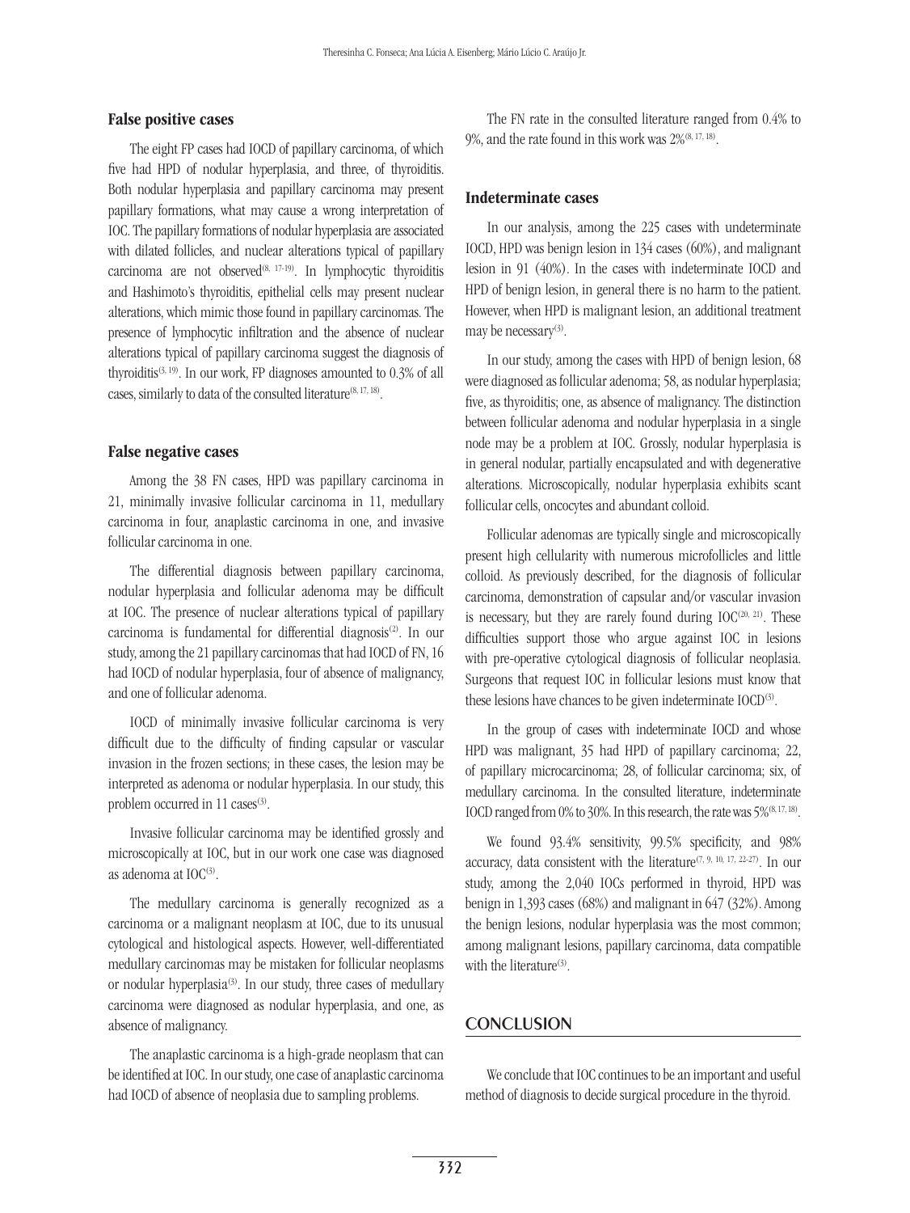### False positive cases

The eight FP cases had IOCD of papillary carcinoma, of which five had HPD of nodular hyperplasia, and three, of thyroiditis. Both nodular hyperplasia and papillary carcinoma may present papillary formations, what may cause a wrong interpretation of IOC. The papillary formations of nodular hyperplasia are associated with dilated follicles, and nuclear alterations typical of papillary carcinoma are not observed[8, 17-19]. In lymphocytic thyroiditis and Hashimoto's thyroiditis, epithelial cells may present nuclear alterations, which mimic those found in papillary carcinomas. The presence of lymphocytic infiltration and the absence of nuclear alterations typical of papillary carcinoma suggest the diagnosis of thyroiditis[3, 19]. In our work, FP diagnoses amounted to 0.3% of all cases, similarly to data of the consulted literature[8, 17, 18].

### False negative cases

Among the 38 FN cases, HPD was papillary carcinoma in 21, minimally invasive follicular carcinoma in 11, medullary carcinoma in four, anaplastic carcinoma in one, and invasive follicular carcinoma in one.

The differential diagnosis between papillary carcinoma, nodular hyperplasia and follicular adenoma may be difficult at IOC. The presence of nuclear alterations typical of papillary carcinoma is fundamental for differential diagnosis[2]. In our study, among the 21 papillary carcinomas that had IOCD of FN, 16 had IOCD of nodular hyperplasia, four of absence of malignancy, and one of follicular adenoma.

IOCD of minimally invasive follicular carcinoma is very difficult due to the difficulty of finding capsular or vascular invasion in the frozen sections; in these cases, the lesion may be interpreted as adenoma or nodular hyperplasia. In our study, this problem occurred in 11 cases[3].

Invasive follicular carcinoma may be identified grossly and microscopically at IOC, but in our work one case was diagnosed as adenoma at IOC[3].

The medullary carcinoma is generally recognized as a carcinoma or a malignant neoplasm at IOC, due to its unusual cytological and histological aspects. However, well-differentiated medullary carcinomas may be mistaken for follicular neoplasms or nodular hyperplasia[3]. In our study, three cases of medullary carcinoma were diagnosed as nodular hyperplasia, and one, as absence of malignancy.

The anaplastic carcinoma is a high-grade neoplasm that can be identified at IOC. In our study, one case of anaplastic carcinoma had IOCD of absence of neoplasia due to sampling problems.

The FN rate in the consulted literature ranged from 0.4% to 9%, and the rate found in this work was 2%[8, 17, 18].

### Indeterminate cases

In our analysis, among the 225 cases with undeterminate IOCD, HPD was benign lesion in 134 cases (60%), and malignant lesion in 91 (40%). In the cases with indeterminate IOCD and HPD of benign lesion, in general there is no harm to the patient. However, when HPD is malignant lesion, an additional treatment may be necessary[3].

In our study, among the cases with HPD of benign lesion, 68 were diagnosed as follicular adenoma; 58, as nodular hyperplasia; five, as thyroiditis; one, as absence of malignancy. The distinction between follicular adenoma and nodular hyperplasia in a single node may be a problem at IOC. Grossly, nodular hyperplasia is in general nodular, partially encapsulated and with degenerative alterations. Microscopically, nodular hyperplasia exhibits scant follicular cells, oncocytes and abundant colloid.

Follicular adenomas are typically single and microscopically present high cellularity with numerous microfollicles and little colloid. As previously described, for the diagnosis of follicular carcinoma, demonstration of capsular and/or vascular invasion is necessary, but they are rarely found during IOC[20, 21]. These difficulties support those who argue against IOC in lesions with pre-operative cytological diagnosis of follicular neoplasia. Surgeons that request IOC in follicular lesions must know that these lesions have chances to be given indeterminate IOCD[3].

In the group of cases with indeterminate IOCD and whose HPD was malignant, 35 had HPD of papillary carcinoma; 22, of papillary microcarcinoma; 28, of follicular carcinoma; six, of medullary carcinoma. In the consulted literature, indeterminate IOCD ranged from 0% to 30%. In this research, the rate was 5%[8, 17, 18].

We found 93.4% sensitivity, 99.5% specificity, and 98% accuracy, data consistent with the literature[7, 9, 10, 17, 22-27]. In our study, among the 2,040 IOCs performed in thyroid, HPD was benign in 1,393 cases (68%) and malignant in 647 (32%). Among the benign lesions, nodular hyperplasia was the most common; among malignant lesions, papillary carcinoma, data compatible with the literature[3].

## CONCLUSION

We conclude that IOC continues to be an important and useful method of diagnosis to decide surgical procedure in the thyroid.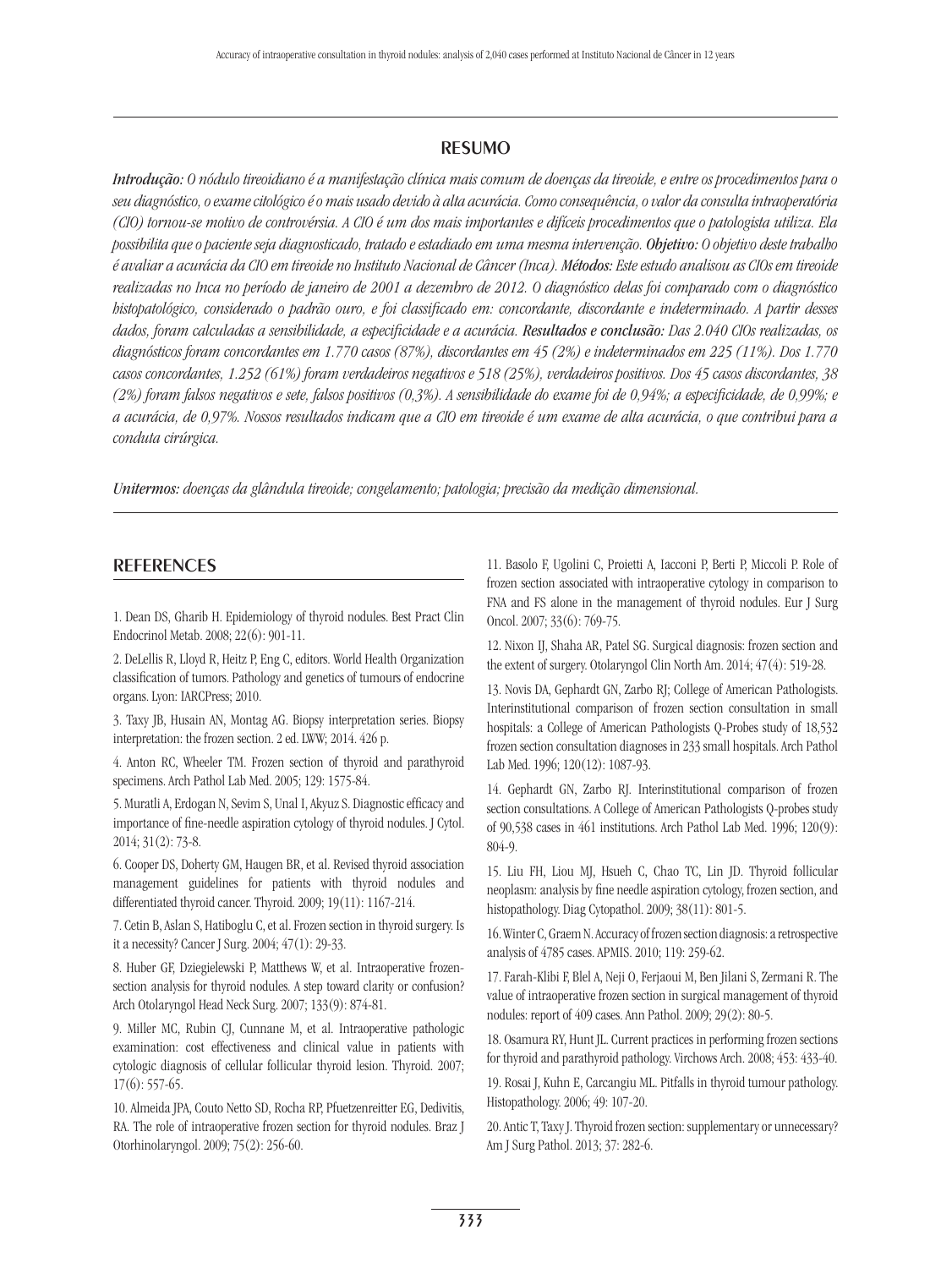## RESUMO

***Introdução:*** *O nódulo tireoidiano é a manifestação clínica mais comum de doenças da tireoide, e entre os procedimentos para o seu diagnóstico, o exame citológico é o mais usado devido à alta acurácia. Como consequência, o valor da consulta intraoperatória (CIO) tornou-se motivo de controvérsia. A CIO é um dos mais importantes e difíceis procedimentos que o patologista utiliza. Ela possibilita que o paciente seja diagnosticado, tratado e estadiado em uma mesma intervenção.* ***Objetivo:*** *O objetivo deste trabalho é avaliar a acurácia da CIO em tireoide no Instituto Nacional de Câncer (Inca).* ***Métodos:*** *Este estudo analisou as CIOs em tireoide realizadas no Inca no período de janeiro de 2001 a dezembro de 2012. O diagnóstico delas foi comparado com o diagnóstico histopatológico, considerado o padrão ouro, e foi classificado em: concordante, discordante e indeterminado. A partir desses dados, foram calculadas a sensibilidade, a especificidade e a acurácia.* ***Resultados e conclusão:*** *Das 2.040 CIOs realizadas, os diagnósticos foram concordantes em 1.770 casos (87%), discordantes em 45 (2%) e indeterminados em 225 (11%). Dos 1.770 casos concordantes, 1.252 (61%) foram verdadeiros negativos e 518 (25%), verdadeiros positivos. Dos 45 casos discordantes, 38 (2%) foram falsos negativos e sete, falsos positivos (0,3%). A sensibilidade do exame foi de 0,94%; a especificidade, de 0,99%; e a acurácia, de 0,97%. Nossos resultados indicam que a CIO em tireoide é um exame de alta acurácia, o que contribui para a conduta cirúrgica.*

*Unitermos: doenças da glândula tireoide; congelamento; patologia; precisão da medição dimensional.*

## REFERENCES

1. Dean DS, Gharib H. Epidemiology of thyroid nodules. Best Pract Clin Endocrinol Metab. 2008; 22(6): 901-11.

2. DeLellis R, Lloyd R, Heitz P, Eng C, editors. World Health Organization classification of tumors. Pathology and genetics of tumours of endocrine organs. Lyon: IARCPress; 2010.

3. Taxy JB, Husain AN, Montag AG. Biopsy interpretation series. Biopsy interpretation: the frozen section. 2 ed. LWW; 2014. 426 p.

4. Anton RC, Wheeler TM. Frozen section of thyroid and parathyroid specimens. Arch Pathol Lab Med. 2005; 129: 1575-84.

5. Muratli A, Erdogan N, Sevim S, Unal I, Akyuz S. Diagnostic efficacy and importance of fine-needle aspiration cytology of thyroid nodules. J Cytol. 2014; 31(2): 73-8.

6. Cooper DS, Doherty GM, Haugen BR, et al. Revised thyroid association management guidelines for patients with thyroid nodules and differentiated thyroid cancer. Thyroid. 2009; 19(11): 1167-214.

7. Cetin B, Aslan S, Hatiboglu C, et al. Frozen section in thyroid surgery. Is it a necessity? Cancer J Surg. 2004; 47(1): 29-33.

8. Huber GF, Dziegielewski P, Matthews W, et al. Intraoperative frozen-section analysis for thyroid nodules. A step toward clarity or confusion? Arch Otolaryngol Head Neck Surg. 2007; 133(9): 874-81.

9. Miller MC, Rubin CJ, Cunnane M, et al. Intraoperative pathologic examination: cost effectiveness and clinical value in patients with cytologic diagnosis of cellular follicular thyroid lesion. Thyroid. 2007; 17(6): 557-65.

10. Almeida JPA, Couto Netto SD, Rocha RP, Pfuetzenreitter EG, Dedivitis, RA. The role of intraoperative frozen section for thyroid nodules. Braz J Otorhinolaryngol. 2009; 75(2): 256-60.

11. Basolo F, Ugolini C, Proietti A, Iacconi P, Berti P, Miccoli P. Role of frozen section associated with intraoperative cytology in comparison to FNA and FS alone in the management of thyroid nodules. Eur J Surg Oncol. 2007; 33(6): 769-75.

12. Nixon IJ, Shaha AR, Patel SG. Surgical diagnosis: frozen section and the extent of surgery. Otolaryngol Clin North Am. 2014; 47(4): 519-28.

13. Novis DA, Gephardt GN, Zarbo RJ; College of American Pathologists. Interinstitutional comparison of frozen section consultation in small hospitals: a College of American Pathologists Q-Probes study of 18,532 frozen section consultation diagnoses in 233 small hospitals. Arch Pathol Lab Med. 1996; 120(12): 1087-93.

14. Gephardt GN, Zarbo RJ. Interinstitutional comparison of frozen section consultations. A College of American Pathologists Q-probes study of 90,538 cases in 461 institutions. Arch Pathol Lab Med. 1996; 120(9): 804-9.

15. Liu FH, Liou MJ, Hsueh C, Chao TC, Lin JD. Thyroid follicular neoplasm: analysis by fine needle aspiration cytology, frozen section, and histopathology. Diag Cytopathol. 2009; 38(11): 801-5.

16. Winter C, Graem N. Accuracy of frozen section diagnosis: a retrospective analysis of 4785 cases. APMIS. 2010; 119: 259-62.

17. Farah-Klibi F, Blel A, Neji O, Ferjaoui M, Ben Jilani S, Zermani R. The value of intraoperative frozen section in surgical management of thyroid nodules: report of 409 cases. Ann Pathol. 2009; 29(2): 80-5.

18. Osamura RY, Hunt JL. Current practices in performing frozen sections for thyroid and parathyroid pathology. Virchows Arch. 2008; 453: 433-40.

19. Rosai J, Kuhn E, Carcangiu ML. Pitfalls in thyroid tumour pathology. Histopathology. 2006; 49: 107-20.

20. Antic T, Taxy J. Thyroid frozen section: supplementary or unnecessary? Am J Surg Pathol. 2013; 37: 282-6.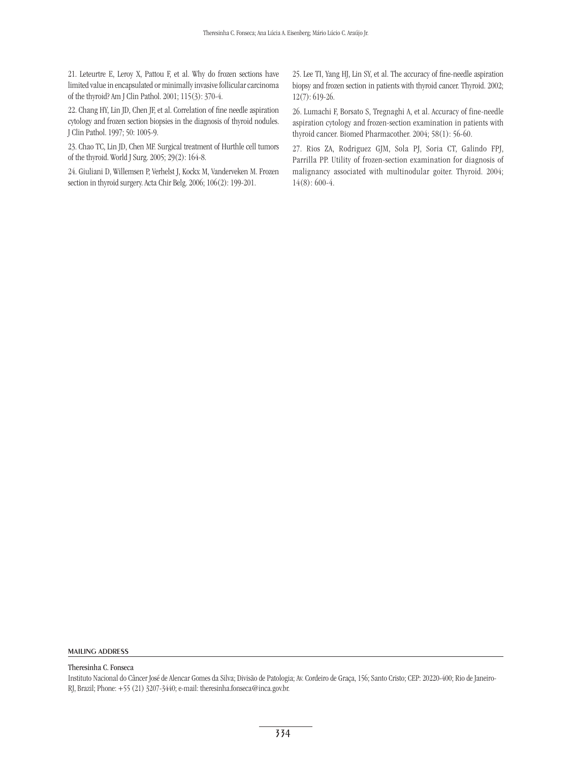21. Leteurtre E, Leroy X, Pattou F, et al. Why do frozen sections have limited value in encapsulated or minimally invasive follicular carcinoma of the thyroid? Am J Clin Pathol. 2001; 115(3): 370-4.

22. Chang HY, Lin JD, Chen JF, et al. Correlation of fine needle aspiration cytology and frozen section biopsies in the diagnosis of thyroid nodules. J Clin Pathol. 1997; 50: 1005-9.

23. Chao TC, Lin JD, Chen MF. Surgical treatment of Hurthle cell tumors of the thyroid. World J Surg. 2005; 29(2): 164-8.

24. Giuliani D, Willemsen P, Verhelst J, Kockx M, Vanderveken M. Frozen section in thyroid surgery. Acta Chir Belg. 2006; 106(2): 199-201.

25. Lee TI, Yang HJ, Lin SY, et al. The accuracy of fine-needle aspiration biopsy and frozen section in patients with thyroid cancer. Thyroid. 2002; 12(7): 619-26.

26. Lumachi F, Borsato S, Tregnaghi A, et al. Accuracy of fine-needle aspiration cytology and frozen-section examination in patients with thyroid cancer. Biomed Pharmacother. 2004; 58(1): 56-60.

27. Rios ZA, Rodriguez GJM, Sola PJ, Soria CT, Galindo FPJ, Parrilla PP. Utility of frozen-section examination for diagnosis of malignancy associated with multinodular goiter. Thyroid. 2004; 14(8): 600-4.

**MAILING ADDRESS**

Theresinha C. Fonseca

Instituto Nacional do Câncer José de Alencar Gomes da Silva; Divisão de Patologia; Av. Cordeiro de Graça, 156; Santo Cristo; CEP: 20220-400; Rio de Janeiro-RJ, Brazil; Phone: +55 (21) 3207-3440; e-mail: theresinha.fonseca@inca.gov.br.